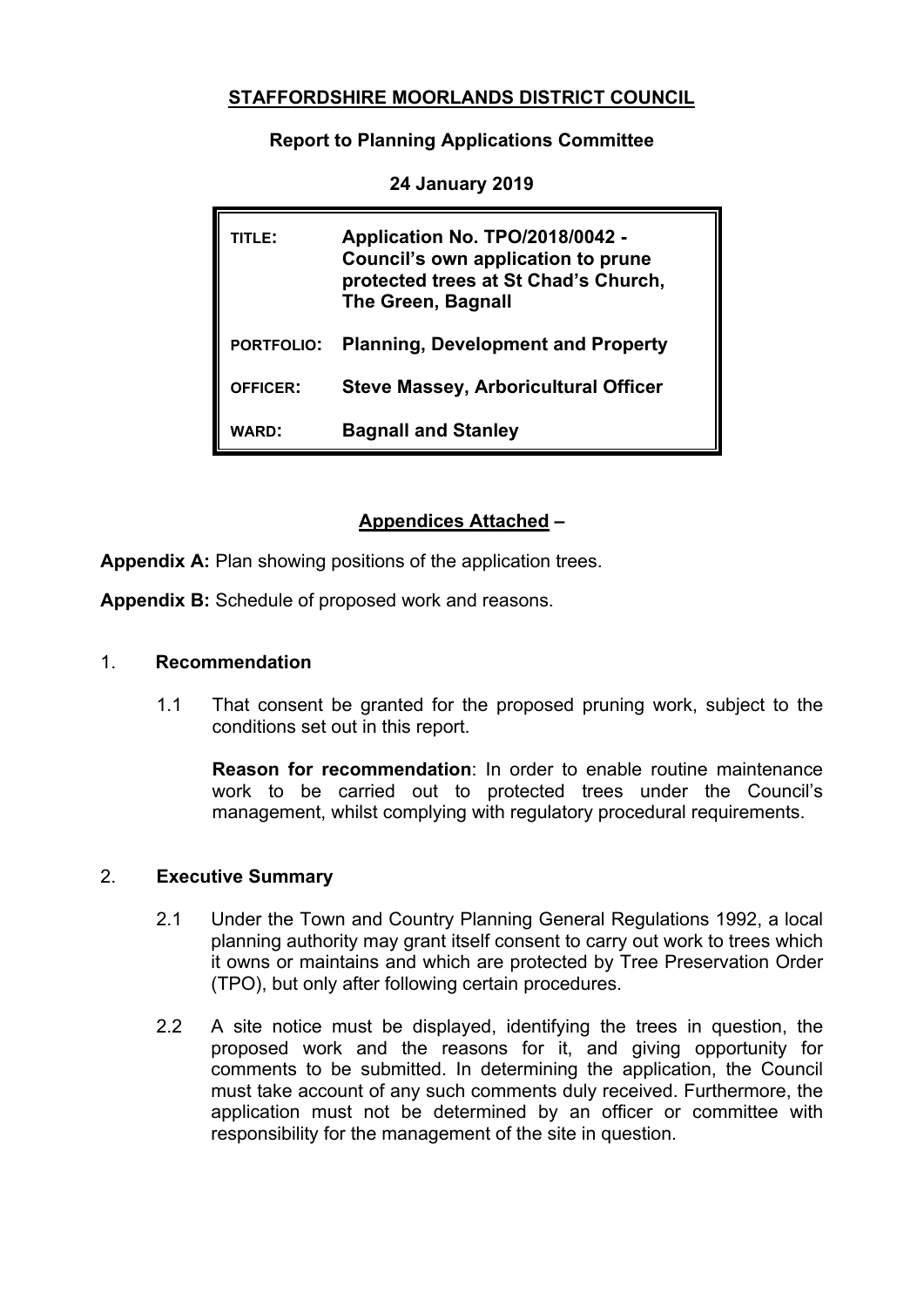# STAFFORDSHIRE MOORLANDS DISTRICT COUNCIL

## Report to Planning Applications Committee

### 24 January 2019

| | |
|---|---|
| **TITLE:** | **Application No. TPO/2018/0042 - Council's own application to prune protected trees at St Chad's Church, The Green, Bagnall** |
| **PORTFOLIO:** | **Planning, Development and Property** |
| **OFFICER:** | **Steve Massey, Arboricultural Officer** |
| **WARD:** | **Bagnall and Stanley** |

## Appendices Attached –

**Appendix A:** Plan showing positions of the application trees.

**Appendix B:** Schedule of proposed work and reasons.

### 1. Recommendation

1.1 That consent be granted for the proposed pruning work, subject to the conditions set out in this report.

**Reason for recommendation**: In order to enable routine maintenance work to be carried out to protected trees under the Council's management, whilst complying with regulatory procedural requirements.

### 2. Executive Summary

2.1 Under the Town and Country Planning General Regulations 1992, a local planning authority may grant itself consent to carry out work to trees which it owns or maintains and which are protected by Tree Preservation Order (TPO), but only after following certain procedures.

2.2 A site notice must be displayed, identifying the trees in question, the proposed work and the reasons for it, and giving opportunity for comments to be submitted. In determining the application, the Council must take account of any such comments duly received. Furthermore, the application must not be determined by an officer or committee with responsibility for the management of the site in question.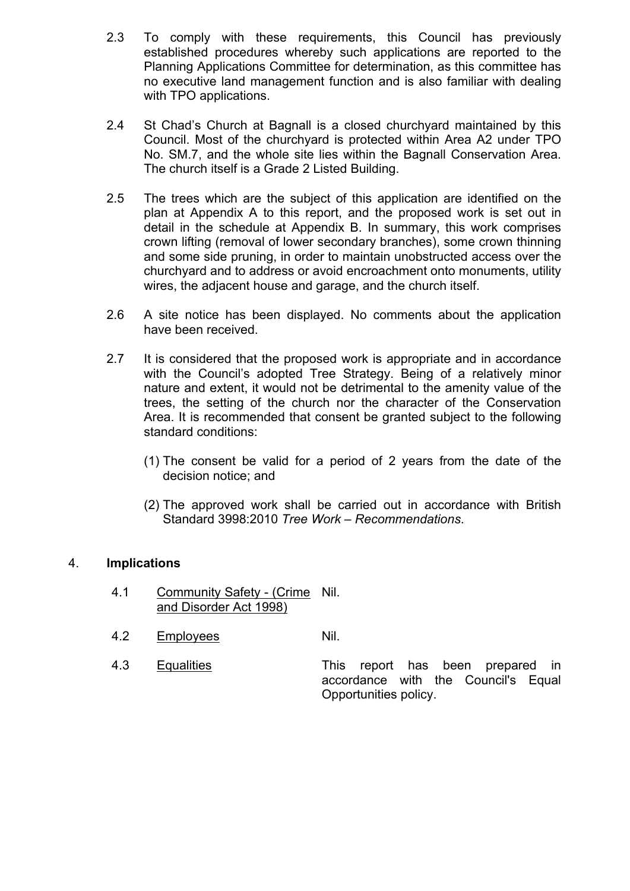2.3 To comply with these requirements, this Council has previously established procedures whereby such applications are reported to the Planning Applications Committee for determination, as this committee has no executive land management function and is also familiar with dealing with TPO applications.

2.4 St Chad's Church at Bagnall is a closed churchyard maintained by this Council. Most of the churchyard is protected within Area A2 under TPO No. SM.7, and the whole site lies within the Bagnall Conservation Area. The church itself is a Grade 2 Listed Building.

2.5 The trees which are the subject of this application are identified on the plan at Appendix A to this report, and the proposed work is set out in detail in the schedule at Appendix B. In summary, this work comprises crown lifting (removal of lower secondary branches), some crown thinning and some side pruning, in order to maintain unobstructed access over the churchyard and to address or avoid encroachment onto monuments, utility wires, the adjacent house and garage, and the church itself.

2.6 A site notice has been displayed. No comments about the application have been received.

2.7 It is considered that the proposed work is appropriate and in accordance with the Council's adopted Tree Strategy. Being of a relatively minor nature and extent, it would not be detrimental to the amenity value of the trees, the setting of the church nor the character of the Conservation Area. It is recommended that consent be granted subject to the following standard conditions:

(1) The consent be valid for a period of 2 years from the date of the decision notice; and

(2) The approved work shall be carried out in accordance with British Standard 3998:2010 *Tree Work – Recommendations*.

## 4. Implications

| | | |
|---|---|---|
| 4.1 | Community Safety - (Crime and Disorder Act 1998) | Nil. |
| 4.2 | Employees | Nil. |
| 4.3 | Equalities | This report has been prepared in accordance with the Council's Equal Opportunities policy. |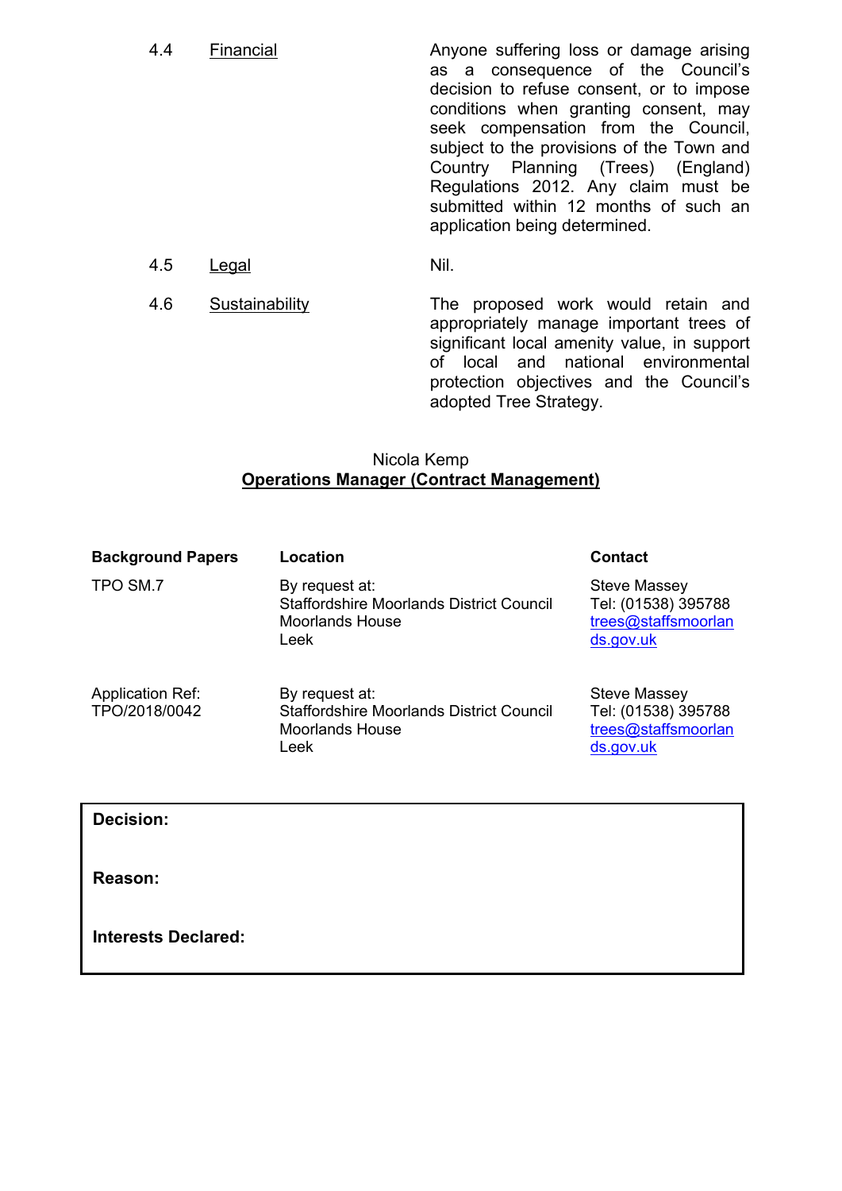4.4 Financial

Anyone suffering loss or damage arising as a consequence of the Council's decision to refuse consent, or to impose conditions when granting consent, may seek compensation from the Council, subject to the provisions of the Town and Country Planning (Trees) (England) Regulations 2012. Any claim must be submitted within 12 months of such an application being determined.

4.5 Legal

Nil.

4.6 Sustainability

The proposed work would retain and appropriately manage important trees of significant local amenity value, in support of local and national environmental protection objectives and the Council's adopted Tree Strategy.

Nicola Kemp
**Operations Manager (Contract Management)**

| **Background Papers** | **Location** | **Contact** |
|---|---|---|
| TPO SM.7 | By request at:<br>Staffordshire Moorlands District Council<br>Moorlands House<br>Leek | Steve Massey<br>Tel: (01538) 395788<br>trees@staffsmoorlands.gov.uk |
| Application Ref:<br>TPO/2018/0042 | By request at:<br>Staffordshire Moorlands District Council<br>Moorlands House<br>Leek | Steve Massey<br>Tel: (01538) 395788<br>trees@staffsmoorlands.gov.uk |

**Decision:**

**Reason:**

**Interests Declared:**